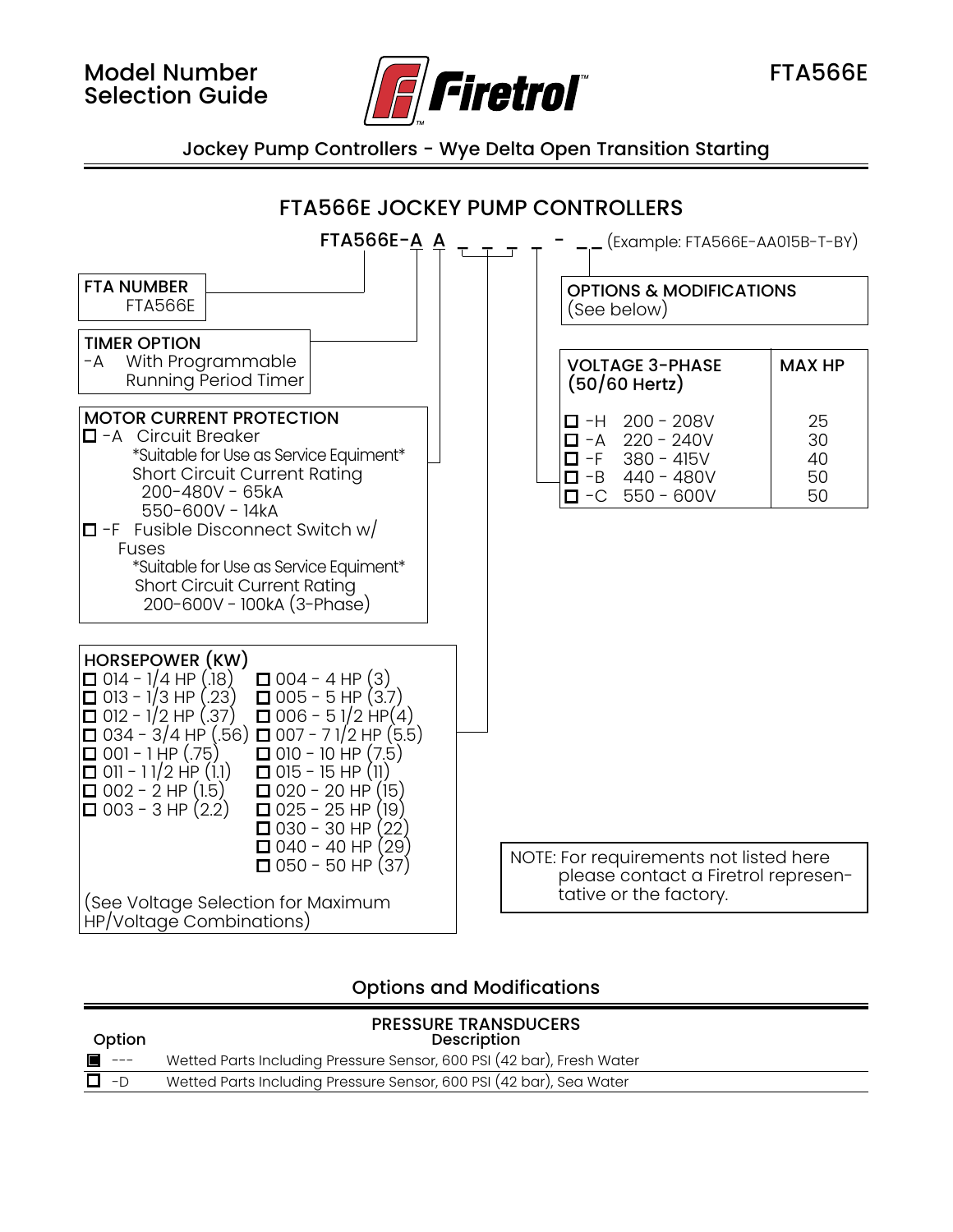# Model Number Selection Guide

**Firetrol**

FTA566E

## Jockey Pump Controllers - Wye Delta Open Transition Starting

## FTA566E JOCKEY PUMP CONTROLLERS

**FTA566E-A A _ _ _ _ - _ _** (Example: FTA566E-AA015B-T-BY)

**FTA NUMBER**
FTA566E

**TIMER OPTION**
-A With Programmable Running Period Timer

**MOTOR CURRENT PROTECTION**

- ☐ -A Circuit Breaker
  *Suitable for Use as Service Equiment*
  Short Circuit Current Rating
  200-480V - 65kA
  550-600V - 14kA
- ☐ -F Fusible Disconnect Switch w/ Fuses
  *Suitable for Use as Service Equiment*
  Short Circuit Current Rating
  200-600V - 100kA (3-Phase)

**HORSEPOWER (KW)**

| | |
|---|---|
| ☐ 014 - 1/4 HP (.18) | ☐ 004 - 4 HP (3) |
| ☐ 013 - 1/3 HP (.23) | ☐ 005 - 5 HP (3.7) |
| ☐ 012 - 1/2 HP (.37) | ☐ 006 - 5 1/2 HP(4) |
| ☐ 034 - 3/4 HP (.56) | ☐ 007 - 7 1/2 HP (5.5) |
| ☐ 001 - 1 HP (.75) | ☐ 010 - 10 HP (7.5) |
| ☐ 011 - 1 1/2 HP (1.1) | ☐ 015 - 15 HP (11) |
| ☐ 002 - 2 HP (1.5) | ☐ 020 - 20 HP (15) |
| ☐ 003 - 3 HP (2.2) | ☐ 025 - 25 HP (19) |
| | ☐ 030 - 30 HP (22) |
| | ☐ 040 - 40 HP (29) |
| | ☐ 050 - 50 HP (37) |

(See Voltage Selection for Maximum HP/Voltage Combinations)

**OPTIONS & MODIFICATIONS**
(See below)

| VOLTAGE 3-PHASE (50/60 Hertz) | | MAX HP |
|---|---|---|
| ☐ -H | 200 - 208V | 25 |
| ☐ -A | 220 - 240V | 30 |
| ☐ -F | 380 - 415V | 40 |
| ☐ -B | 440 - 480V | 50 |
| ☐ -C | 550 - 600V | 50 |

NOTE: For requirements not listed here please contact a Firetrol representative or the factory.

## Options and Modifications

**PRESSURE TRANSDUCERS**

| Option | Description |
|---|---|
| ■ --- | Wetted Parts Including Pressure Sensor, 600 PSI (42 bar), Fresh Water |
| ☐ -D | Wetted Parts Including Pressure Sensor, 600 PSI (42 bar), Sea Water |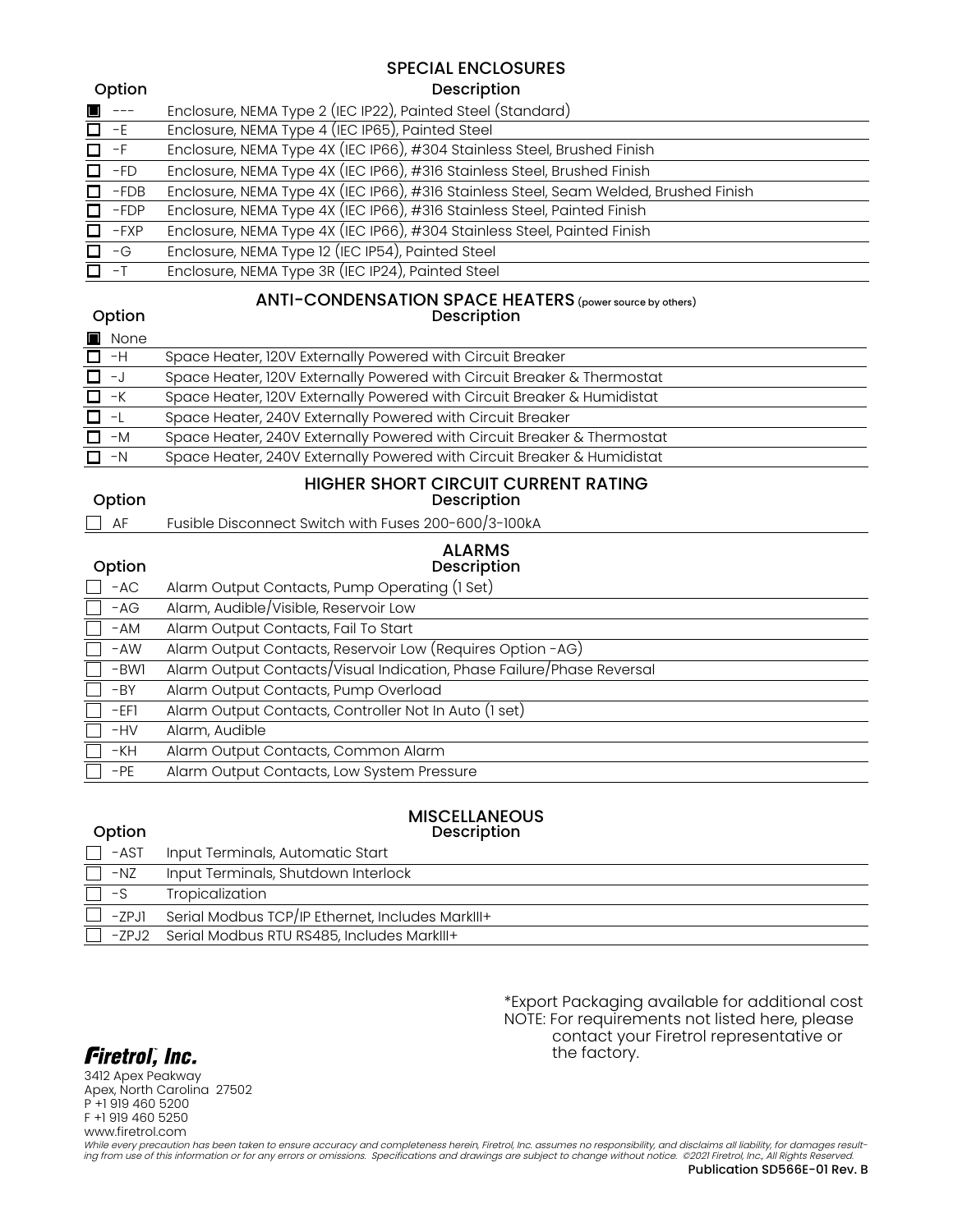## SPECIAL ENCLOSURES

| Option | Description |
|---|---|
| ■ --- | Enclosure, NEMA Type 2 (IEC IP22), Painted Steel (Standard) |
| ☐ -E | Enclosure, NEMA Type 4 (IEC IP65), Painted Steel |
| ☐ -F | Enclosure, NEMA Type 4X (IEC IP66), #304 Stainless Steel, Brushed Finish |
| ☐ -FD | Enclosure, NEMA Type 4X (IEC IP66), #316 Stainless Steel, Brushed Finish |
| ☐ -FDB | Enclosure, NEMA Type 4X (IEC IP66), #316 Stainless Steel, Seam Welded, Brushed Finish |
| ☐ -FDP | Enclosure, NEMA Type 4X (IEC IP66), #316 Stainless Steel, Painted Finish |
| ☐ -FXP | Enclosure, NEMA Type 4X (IEC IP66), #304 Stainless Steel, Painted Finish |
| ☐ -G | Enclosure, NEMA Type 12 (IEC IP54), Painted Steel |
| ☐ -T | Enclosure, NEMA Type 3R (IEC IP24), Painted Steel |

## ANTI-CONDENSATION SPACE HEATERS (power source by others)

| Option | Description |
|---|---|
| ■ None | |
| ☐ -H | Space Heater, 120V Externally Powered with Circuit Breaker |
| ☐ -J | Space Heater, 120V Externally Powered with Circuit Breaker & Thermostat |
| ☐ -K | Space Heater, 120V Externally Powered with Circuit Breaker & Humidistat |
| ☐ -L | Space Heater, 240V Externally Powered with Circuit Breaker |
| ☐ -M | Space Heater, 240V Externally Powered with Circuit Breaker & Thermostat |
| ☐ -N | Space Heater, 240V Externally Powered with Circuit Breaker & Humidistat |

## HIGHER SHORT CIRCUIT CURRENT RATING

| Option | Description |
|---|---|
| ☐ AF | Fusible Disconnect Switch with Fuses 200-600/3-100kA |

## ALARMS

| Option | Description |
|---|---|
| ☐ -AC | Alarm Output Contacts, Pump Operating (1 Set) |
| ☐ -AG | Alarm, Audible/Visible, Reservoir Low |
| ☐ -AM | Alarm Output Contacts, Fail To Start |
| ☐ -AW | Alarm Output Contacts, Reservoir Low (Requires Option -AG) |
| ☐ -BW1 | Alarm Output Contacts/Visual Indication, Phase Failure/Phase Reversal |
| ☐ -BY | Alarm Output Contacts, Pump Overload |
| ☐ -EF1 | Alarm Output Contacts, Controller Not In Auto (1 set) |
| ☐ -HV | Alarm, Audible |
| ☐ -KH | Alarm Output Contacts, Common Alarm |
| ☐ -PE | Alarm Output Contacts, Low System Pressure |

## MISCELLANEOUS

| Option | Description |
|---|---|
| ☐ -AST | Input Terminals, Automatic Start |
| ☐ -NZ | Input Terminals, Shutdown Interlock |
| ☐ -S | Tropicalization |
| ☐ -ZPJ1 | Serial Modbus TCP/IP Ethernet, Includes MarkIII+ |
| ☐ -ZPJ2 | Serial Modbus RTU RS485, Includes MarkIII+ |

*Export Packaging available for additional cost

NOTE: For requirements not listed here, please contact your Firetrol representative or the factory.

**Firetrol, Inc.**
3412 Apex Peakway
Apex, North Carolina 27502
P +1 919 460 5200
F +1 919 460 5250
www.firetrol.com

*While every precaution has been taken to ensure accuracy and completeness herein, Firetrol, Inc. assumes no responsibility, and disclaims all liability, for damages resulting from use of this information or for any errors or omissions. Specifications and drawings are subject to change without notice. ©2021 Firetrol, Inc., All Rights Reserved.*

**Publication SD566E-01 Rev. B**